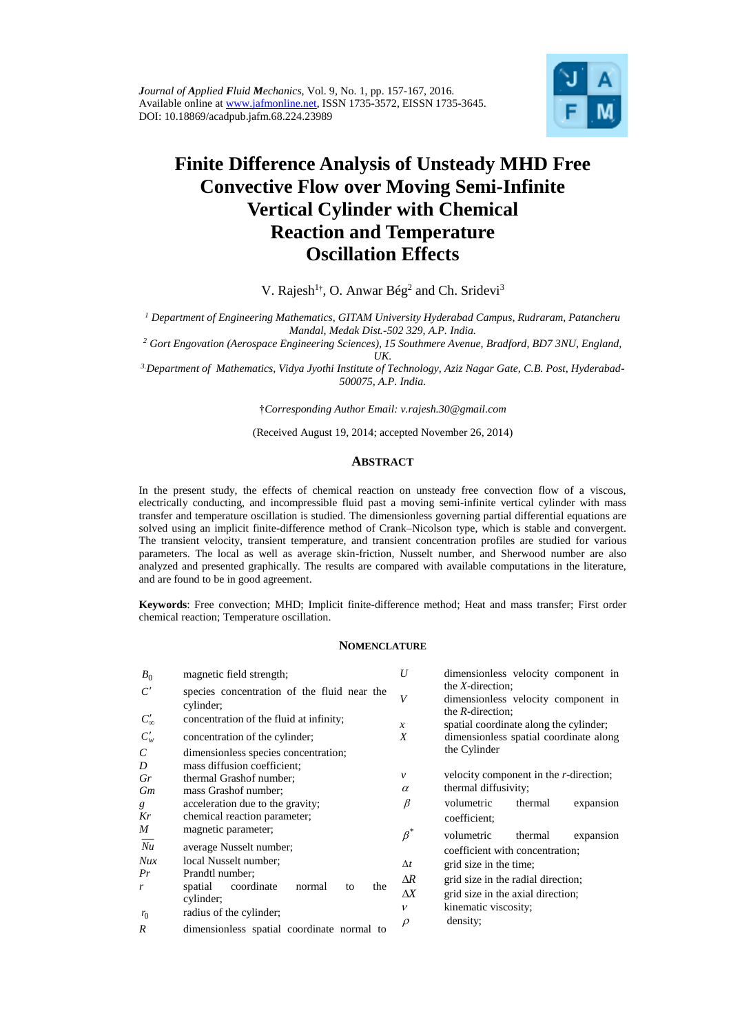*Journal of Applied Fluid Mechanics*, Vol. 9, No. 1, pp. 157-167, 2016.
Available online at www.jafmonline.net, ISSN 1735-3572, EISSN 1735-3645.
DOI: 10.18869/acadpub.jafm.68.224.23989

# Finite Difference Analysis of Unsteady MHD Free Convective Flow over Moving Semi-Infinite Vertical Cylinder with Chemical Reaction and Temperature Oscillation Effects

V. Rajesh[1†], O. Anwar Bég[2] and Ch. Sridevi[3]

[1] *Department of Engineering Mathematics, GITAM University Hyderabad Campus, Rudraram, Patancheru Mandal, Medak Dist.-502 329, A.P. India.*

[2] *Gort Engovation (Aerospace Engineering Sciences), 15 Southmere Avenue, Bradford, BD7 3NU, England, UK.*

[3] *Department of Mathematics, Vidya Jyothi Institute of Technology, Aziz Nagar Gate, C.B. Post, Hyderabad-500075, A.P. India.*

†*Corresponding Author Email: v.rajesh.30@gmail.com*

(Received August 19, 2014; accepted November 26, 2014)

## ABSTRACT

In the present study, the effects of chemical reaction on unsteady free convection flow of a viscous, electrically conducting, and incompressible fluid past a moving semi-infinite vertical cylinder with mass transfer and temperature oscillation is studied. The dimensionless governing partial differential equations are solved using an implicit finite-difference method of Crank–Nicolson type, which is stable and convergent. The transient velocity, transient temperature, and transient concentration profiles are studied for various parameters. The local as well as average skin-friction, Nusselt number, and Sherwood number are also analyzed and presented graphically. The results are compared with available computations in the literature, and are found to be in good agreement.

**Keywords**: Free convection; MHD; Implicit finite-difference method; Heat and mass transfer; First order chemical reaction; Temperature oscillation.

## NOMENCLATURE

| | | | |
|---|---|---|---|
| $B_0$ | magnetic field strength; | $U$ | dimensionless velocity component in the $X$-direction; |
| $C'$ | species concentration of the fluid near the cylinder; | $V$ | dimensionless velocity component in the $R$-direction; |
| $C'_\infty$ | concentration of the fluid at infinity; | $x$ | spatial coordinate along the cylinder; |
| $C'_w$ | concentration of the cylinder; | $X$ | dimensionless spatial coordinate along the Cylinder |
| $C$ | dimensionless species concentration; | | |
| $D$ | mass diffusion coefficient; | | |
| $Gr$ | thermal Grashof number; | $v$ | velocity component in the $r$-direction; |
| $Gm$ | mass Grashof number; | $\alpha$ | thermal diffusivity; |
| $g$ | acceleration due to the gravity; | $\beta$ | volumetric thermal expansion coefficient; |
| $Kr$ | chemical reaction parameter; | | |
| $M$ | magnetic parameter; | $\beta^*$ | volumetric thermal expansion coefficient with concentration; |
| $\overline{Nu}$ | average Nusselt number; | | |
| $Nux$ | local Nusselt number; | $\Delta t$ | grid size in the time; |
| $Pr$ | Prandtl number; | $\Delta R$ | grid size in the radial direction; |
| $r$ | spatial coordinate normal to the cylinder; | $\Delta X$ | grid size in the axial direction; |
| $r_0$ | radius of the cylinder; | $\nu$ | kinematic viscosity; |
| $R$ | dimensionless spatial coordinate normal to | $\rho$ | density; |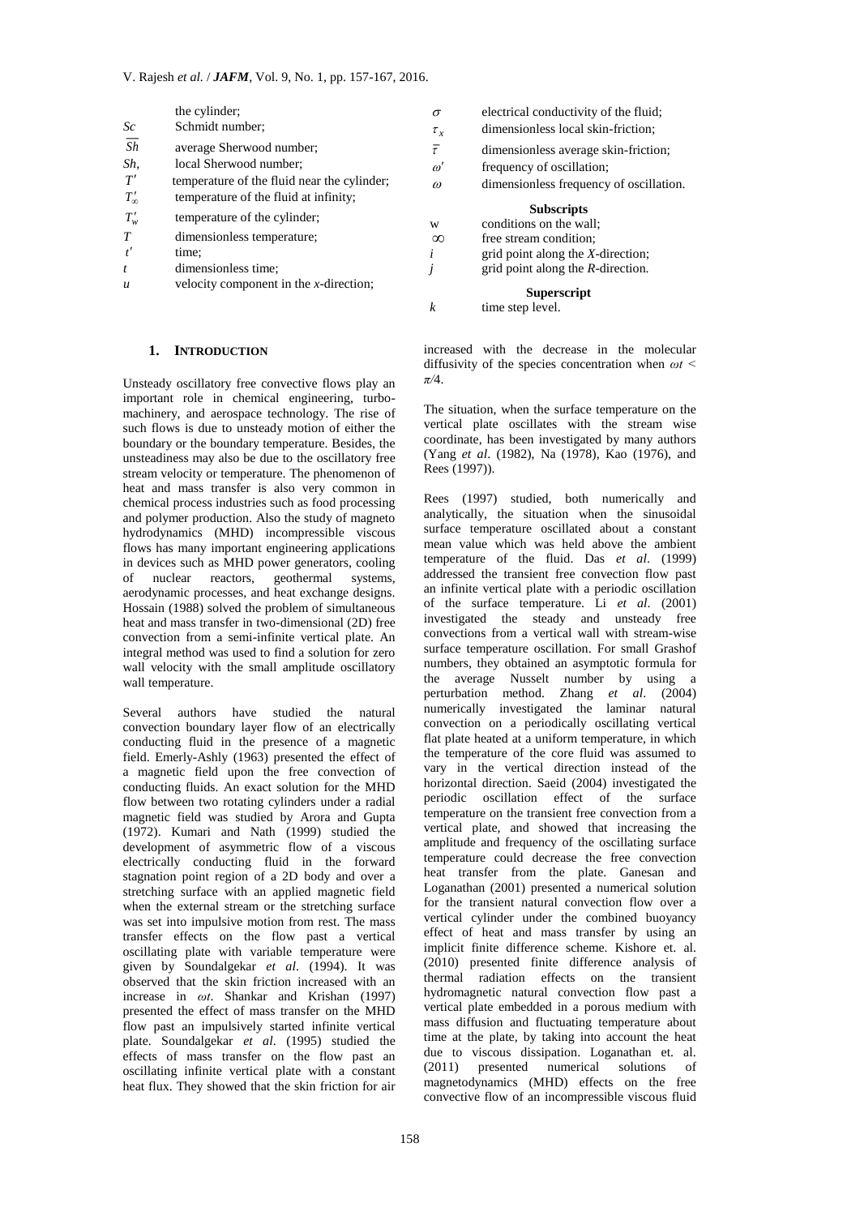| | |
|---|---|
| | the cylinder; |
| $Sc$ | Schmidt number; |
| $\overline{Sh}$ | average Sherwood number; |
| $Sh_x$ | local Sherwood number; |
| $T'$ | temperature of the fluid near the cylinder; |
| $T'_\infty$ | temperature of the fluid at infinity; |
| $T'_w$ | temperature of the cylinder; |
| $T$ | dimensionless temperature; |
| $t'$ | time; |
| $t$ | dimensionless time; |
| $u$ | velocity component in the $x$-direction; |
| $\sigma$ | electrical conductivity of the fluid; |
| $\tau_x$ | dimensionless local skin-friction; |
| $\bar{\tau}$ | dimensionless average skin-friction; |
| $\omega'$ | frequency of oscillation; |
| $\omega$ | dimensionless frequency of oscillation. |

**Subscripts**

| | |
|---|---|
| w | conditions on the wall; |
| $\infty$ | free stream condition; |
| $i$ | grid point along the $X$-direction; |
| $j$ | grid point along the $R$-direction. |

**Superscript**

| | |
|---|---|
| $k$ | time step level. |

## 1. INTRODUCTION

Unsteady oscillatory free convective flows play an important role in chemical engineering, turbo-machinery, and aerospace technology. The rise of such flows is due to unsteady motion of either the boundary or the boundary temperature. Besides, the unsteadiness may also be due to the oscillatory free stream velocity or temperature. The phenomenon of heat and mass transfer is also very common in chemical process industries such as food processing and polymer production. Also the study of magneto hydrodynamics (MHD) incompressible viscous flows has many important engineering applications in devices such as MHD power generators, cooling of nuclear reactors, geothermal systems, aerodynamic processes, and heat exchange designs. Hossain (1988) solved the problem of simultaneous heat and mass transfer in two-dimensional (2D) free convection from a semi-infinite vertical plate. An integral method was used to find a solution for zero wall velocity with the small amplitude oscillatory wall temperature.

Several authors have studied the natural convection boundary layer flow of an electrically conducting fluid in the presence of a magnetic field. Emerly-Ashly (1963) presented the effect of a magnetic field upon the free convection of conducting fluids. An exact solution for the MHD flow between two rotating cylinders under a radial magnetic field was studied by Arora and Gupta (1972). Kumari and Nath (1999) studied the development of asymmetric flow of a viscous electrically conducting fluid in the forward stagnation point region of a 2D body and over a stretching surface with an applied magnetic field when the external stream or the stretching surface was set into impulsive motion from rest. The mass transfer effects on the flow past a vertical oscillating plate with variable temperature were given by Soundalgekar *et al*. (1994). It was observed that the skin friction increased with an increase in $\omega t$. Shankar and Krishan (1997) presented the effect of mass transfer on the MHD flow past an impulsively started infinite vertical plate. Soundalgekar *et al*. (1995) studied the effects of mass transfer on the flow past an oscillating infinite vertical plate with a constant heat flux. They showed that the skin friction for air increased with the decrease in the molecular diffusivity of the species concentration when $\omega t < \pi/4$.

The situation, when the surface temperature on the vertical plate oscillates with the stream wise coordinate, has been investigated by many authors (Yang *et al*. (1982), Na (1978), Kao (1976), and Rees (1997)).

Rees (1997) studied, both numerically and analytically, the situation when the sinusoidal surface temperature oscillated about a constant mean value which was held above the ambient temperature of the fluid. Das *et al*. (1999) addressed the transient free convection flow past an infinite vertical plate with a periodic oscillation of the surface temperature. Li *et al*. (2001) investigated the steady and unsteady free convections from a vertical wall with stream-wise surface temperature oscillation. For small Grashof numbers, they obtained an asymptotic formula for the average Nusselt number by using a perturbation method. Zhang *et al*. (2004) numerically investigated the laminar natural convection on a periodically oscillating vertical flat plate heated at a uniform temperature, in which the temperature of the core fluid was assumed to vary in the vertical direction instead of the horizontal direction. Saeid (2004) investigated the periodic oscillation effect of the surface temperature on the transient free convection from a vertical plate, and showed that increasing the amplitude and frequency of the oscillating surface temperature could decrease the free convection heat transfer from the plate. Ganesan and Loganathan (2001) presented a numerical solution for the transient natural convection flow over a vertical cylinder under the combined buoyancy effect of heat and mass transfer by using an implicit finite difference scheme. Kishore et. al. (2010) presented finite difference analysis of thermal radiation effects on the transient hydromagnetic natural convection flow past a vertical plate embedded in a porous medium with mass diffusion and fluctuating temperature about time at the plate, by taking into account the heat due to viscous dissipation. Loganathan et. al. (2011) presented numerical solutions of magnetodynamics (MHD) effects on the free convective flow of an incompressible viscous fluid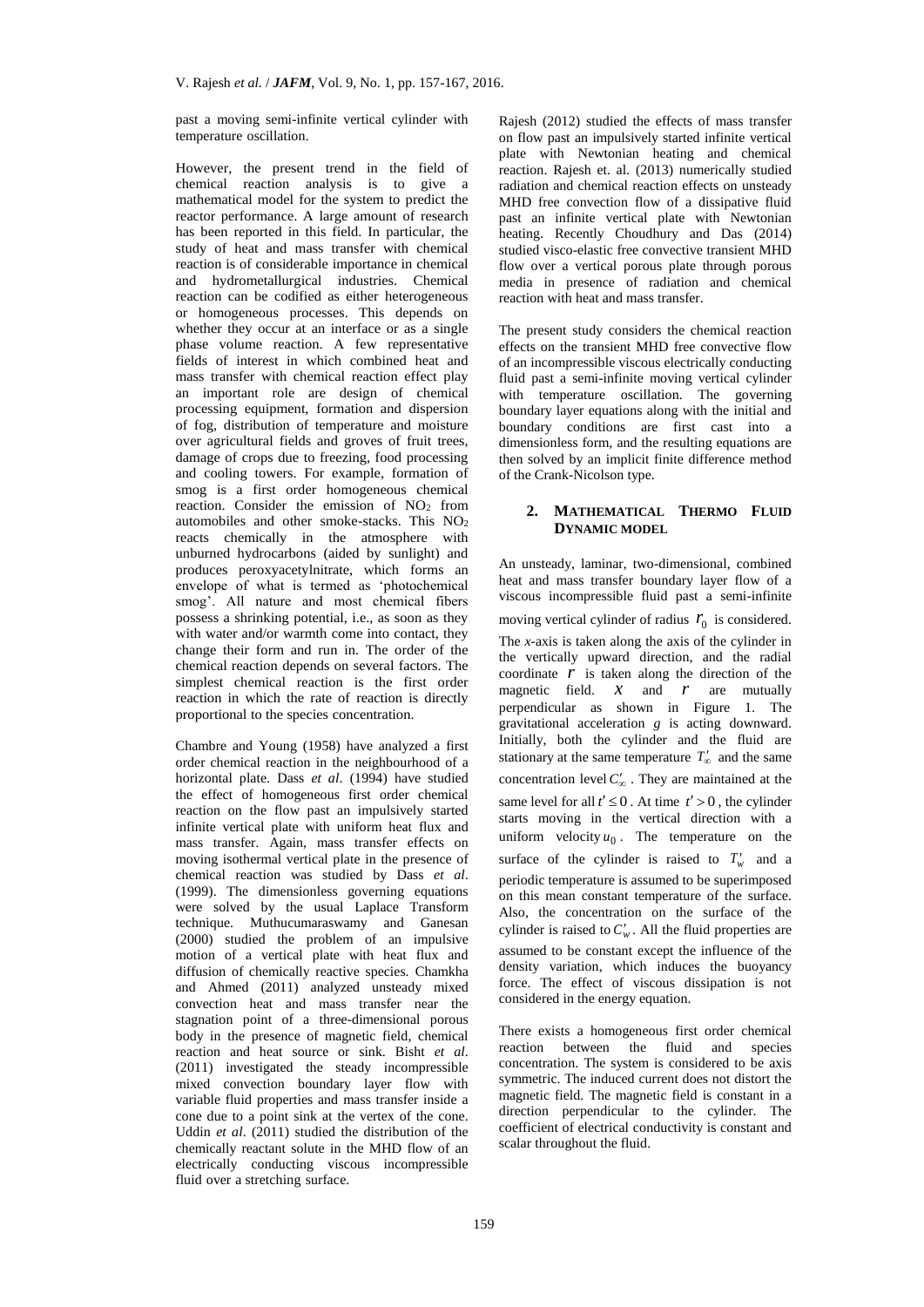past a moving semi-infinite vertical cylinder with temperature oscillation.

However, the present trend in the field of chemical reaction analysis is to give a mathematical model for the system to predict the reactor performance. A large amount of research has been reported in this field. In particular, the study of heat and mass transfer with chemical reaction is of considerable importance in chemical and hydrometallurgical industries. Chemical reaction can be codified as either heterogeneous or homogeneous processes. This depends on whether they occur at an interface or as a single phase volume reaction. A few representative fields of interest in which combined heat and mass transfer with chemical reaction effect play an important role are design of chemical processing equipment, formation and dispersion of fog, distribution of temperature and moisture over agricultural fields and groves of fruit trees, damage of crops due to freezing, food processing and cooling towers. For example, formation of smog is a first order homogeneous chemical reaction. Consider the emission of $NO_2$ from automobiles and other smoke-stacks. This $NO_2$ reacts chemically in the atmosphere with unburned hydrocarbons (aided by sunlight) and produces peroxyacetylnitrate, which forms an envelope of what is termed as 'photochemical smog'. All nature and most chemical fibers possess a shrinking potential, i.e., as soon as they with water and/or warmth come into contact, they change their form and run in. The order of the chemical reaction depends on several factors. The simplest chemical reaction is the first order reaction in which the rate of reaction is directly proportional to the species concentration.

Chambre and Young (1958) have analyzed a first order chemical reaction in the neighbourhood of a horizontal plate. Dass *et al*. (1994) have studied the effect of homogeneous first order chemical reaction on the flow past an impulsively started infinite vertical plate with uniform heat flux and mass transfer. Again, mass transfer effects on moving isothermal vertical plate in the presence of chemical reaction was studied by Dass *et al*. (1999). The dimensionless governing equations were solved by the usual Laplace Transform technique. Muthucumaraswamy and Ganesan (2000) studied the problem of an impulsive motion of a vertical plate with heat flux and diffusion of chemically reactive species. Chamkha and Ahmed (2011) analyzed unsteady mixed convection heat and mass transfer near the stagnation point of a three-dimensional porous body in the presence of magnetic field, chemical reaction and heat source or sink. Bisht *et al*. (2011) investigated the steady incompressible mixed convection boundary layer flow with variable fluid properties and mass transfer inside a cone due to a point sink at the vertex of the cone. Uddin *et al*. (2011) studied the distribution of the chemically reactant solute in the MHD flow of an electrically conducting viscous incompressible fluid over a stretching surface.

Rajesh (2012) studied the effects of mass transfer on flow past an impulsively started infinite vertical plate with Newtonian heating and chemical reaction. Rajesh et. al. (2013) numerically studied radiation and chemical reaction effects on unsteady MHD free convection flow of a dissipative fluid past an infinite vertical plate with Newtonian heating. Recently Choudhury and Das (2014) studied visco-elastic free convective transient MHD flow over a vertical porous plate through porous media in presence of radiation and chemical reaction with heat and mass transfer.

The present study considers the chemical reaction effects on the transient MHD free convective flow of an incompressible viscous electrically conducting fluid past a semi-infinite moving vertical cylinder with temperature oscillation. The governing boundary layer equations along with the initial and boundary conditions are first cast into a dimensionless form, and the resulting equations are then solved by an implicit finite difference method of the Crank-Nicolson type.

## 2. MATHEMATICAL THERMO FLUID DYNAMIC MODEL

An unsteady, laminar, two-dimensional, combined heat and mass transfer boundary layer flow of a viscous incompressible fluid past a semi-infinite moving vertical cylinder of radius $r_0$ is considered. The *x*-axis is taken along the axis of the cylinder in the vertically upward direction, and the radial coordinate $r$ is taken along the direction of the magnetic field. $x$ and $r$ are mutually perpendicular as shown in Figure 1. The gravitational acceleration *g* is acting downward. Initially, both the cylinder and the fluid are stationary at the same temperature $T'_\infty$ and the same concentration level $C'_\infty$. They are maintained at the same level for all $t' \leq 0$. At time $t' > 0$, the cylinder starts moving in the vertical direction with a uniform velocity $u_0$. The temperature on the surface of the cylinder is raised to $T'_w$ and a periodic temperature is assumed to be superimposed on this mean constant temperature of the surface. Also, the concentration on the surface of the cylinder is raised to $C'_w$. All the fluid properties are assumed to be constant except the influence of the density variation, which induces the buoyancy force. The effect of viscous dissipation is not considered in the energy equation.

There exists a homogeneous first order chemical reaction between the fluid and species concentration. The system is considered to be axis symmetric. The induced current does not distort the magnetic field. The magnetic field is constant in a direction perpendicular to the cylinder. The coefficient of electrical conductivity is constant and scalar throughout the fluid.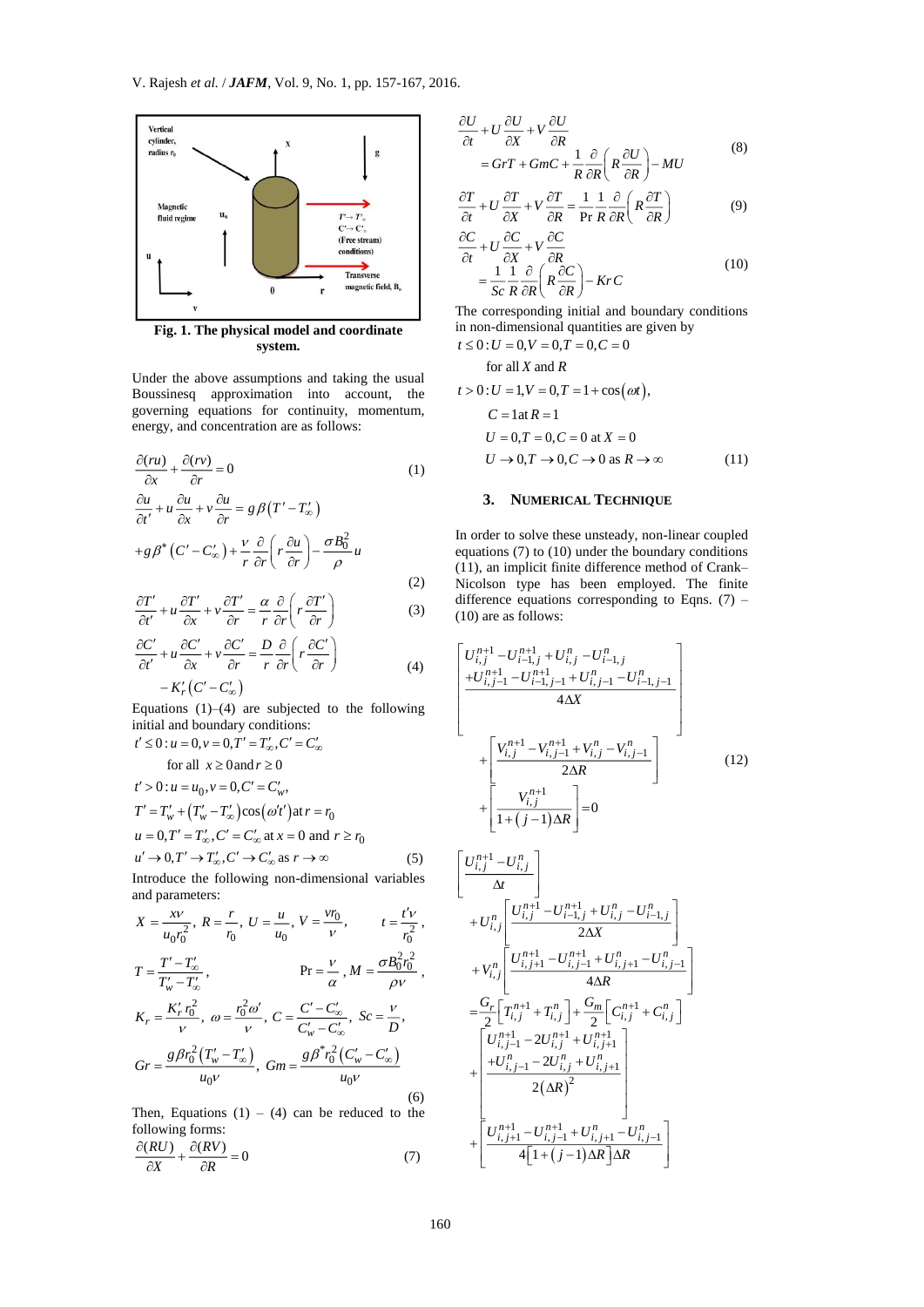**Fig. 1. The physical model and coordinate system.**

Under the above assumptions and taking the usual Boussinesq approximation into account, the governing equations for continuity, momentum, energy, and concentration are as follows:

$$\frac{\partial (ru)}{\partial x}+\frac{\partial (rv)}{\partial r}=0 \tag{1}$$

$$\frac{\partial u}{\partial t'}+u\frac{\partial u}{\partial x}+v\frac{\partial u}{\partial r}=g\beta\left(T'-T'_\infty\right)$$
$$+g\beta^*\left(C'-C'_\infty\right)+\frac{\nu}{r}\frac{\partial}{\partial r}\left(r\frac{\partial u}{\partial r}\right)-\frac{\sigma B_0^2}{\rho}u \tag{2}$$

$$\frac{\partial T'}{\partial t'}+u\frac{\partial T'}{\partial x}+v\frac{\partial T'}{\partial r}=\frac{\alpha}{r}\frac{\partial}{\partial r}\left(r\frac{\partial T'}{\partial r}\right) \tag{3}$$

$$\frac{\partial C'}{\partial t'}+u\frac{\partial C'}{\partial x}+v\frac{\partial C'}{\partial r}=\frac{D}{r}\frac{\partial}{\partial r}\left(r\frac{\partial C'}{\partial r}\right)-K'_r\left(C'-C'_\infty\right) \tag{4}$$

Equations (1)–(4) are subjected to the following initial and boundary conditions:

$t'\le 0: u=0, v=0, T'=T'_\infty, C'=C'_\infty$ for all $x\ge 0$ and $r\ge 0$

$t'>0: u=u_0, v=0, C'=C'_w,$

$T'=T'_w+\left(T'_w-T'_\infty\right)\cos(\omega' t')$ at $r=r_0$

$u=0, T'=T'_\infty, C'=C'_\infty$ at $x=0$ and $r\ge r_0$

$$u'\to 0, T'\to T'_\infty, C'\to C'_\infty \text{ as } r\to\infty \tag{5}$$

Introduce the following non-dimensional variables and parameters:

$$X=\frac{x\nu}{u_0r_0^2},\ R=\frac{r}{r_0},\ U=\frac{u}{u_0},\ V=\frac{vr_0}{\nu},\ t=\frac{t'\nu}{r_0^2},$$
$$T=\frac{T'-T'_\infty}{T'_w-T'_\infty},\quad \Pr=\frac{\nu}{\alpha},\ M=\frac{\sigma B_0^2r_0^2}{\rho\nu},$$
$$K_r=\frac{K'_r r_0^2}{\nu},\ \omega=\frac{r_0^2\omega'}{\nu},\ C=\frac{C'-C'_\infty}{C'_w-C'_\infty},\ Sc=\frac{\nu}{D},$$
$$Gr=\frac{g\beta r_0^2\left(T'_w-T'_\infty\right)}{u_0\nu},\ Gm=\frac{g\beta^* r_0^2\left(C'_w-C'_\infty\right)}{u_0\nu} \tag{6}$$

Then, Equations (1) – (4) can be reduced to the following forms:

$$\frac{\partial (RU)}{\partial X}+\frac{\partial (RV)}{\partial R}=0 \tag{7}$$

$$\frac{\partial U}{\partial t}+U\frac{\partial U}{\partial X}+V\frac{\partial U}{\partial R}=GrT+GmC+\frac{1}{R}\frac{\partial}{\partial R}\left(R\frac{\partial U}{\partial R}\right)-MU \tag{8}$$

$$\frac{\partial T}{\partial t}+U\frac{\partial T}{\partial X}+V\frac{\partial T}{\partial R}=\frac{1}{\Pr}\frac{1}{R}\frac{\partial}{\partial R}\left(R\frac{\partial T}{\partial R}\right) \tag{9}$$

$$\frac{\partial C}{\partial t}+U\frac{\partial C}{\partial X}+V\frac{\partial C}{\partial R}=\frac{1}{Sc}\frac{1}{R}\frac{\partial}{\partial R}\left(R\frac{\partial C}{\partial R}\right)-Kr\,C \tag{10}$$

The corresponding initial and boundary conditions in non-dimensional quantities are given by

$t\le 0: U=0, V=0, T=0, C=0$ for all $X$ and $R$

$t>0: U=1, V=0, T=1+\cos(\omega t),$

$C=1$ at $R=1$

$U=0, T=0, C=0$ at $X=0$

$$U\to 0, T\to 0, C\to 0 \text{ as } R\to\infty \tag{11}$$

## 3. Numerical Technique

In order to solve these unsteady, non-linear coupled equations (7) to (10) under the boundary conditions (11), an implicit finite difference method of Crank–Nicolson type has been employed. The finite difference equations corresponding to Eqns. (7) – (10) are as follows:

$$\left[\frac{U_{i,j}^{n+1}-U_{i-1,j}^{n+1}+U_{i,j}^{n}-U_{i-1,j}^{n}+U_{i,j-1}^{n+1}-U_{i-1,j-1}^{n+1}+U_{i,j-1}^{n}-U_{i-1,j-1}^{n}}{4\Delta X}\right]+\left[\frac{V_{i,j}^{n+1}-V_{i,j-1}^{n+1}+V_{i,j}^{n}-V_{i,j-1}^{n}}{2\Delta R}\right]+\left[\frac{V_{i,j}^{n+1}}{1+(j-1)\Delta R}\right]=0 \tag{12}$$

$$\left[\frac{U_{i,j}^{n+1}-U_{i,j}^{n}}{\Delta t}\right]+U_{i,j}^{n}\left[\frac{U_{i,j}^{n+1}-U_{i-1,j}^{n+1}+U_{i,j}^{n}-U_{i-1,j}^{n}}{2\Delta X}\right]+V_{i,j}^{n}\left[\frac{U_{i,j+1}^{n+1}-U_{i,j-1}^{n+1}+U_{i,j+1}^{n}-U_{i,j-1}^{n}}{4\Delta R}\right]$$
$$=\frac{G_r}{2}\left[T_{i,j}^{n+1}+T_{i,j}^{n}\right]+\frac{G_m}{2}\left[C_{i,j}^{n+1}+C_{i,j}^{n}\right]+\left[\frac{U_{i,j-1}^{n+1}-2U_{i,j}^{n+1}+U_{i,j+1}^{n+1}+U_{i,j-1}^{n}-2U_{i,j}^{n}+U_{i,j+1}^{n}}{2(\Delta R)^2}\right]+\left[\frac{U_{i,j+1}^{n+1}-U_{i,j-1}^{n+1}+U_{i,j+1}^{n}-U_{i,j-1}^{n}}{4\left[1+(j-1)\Delta R\right]\Delta R}\right]$$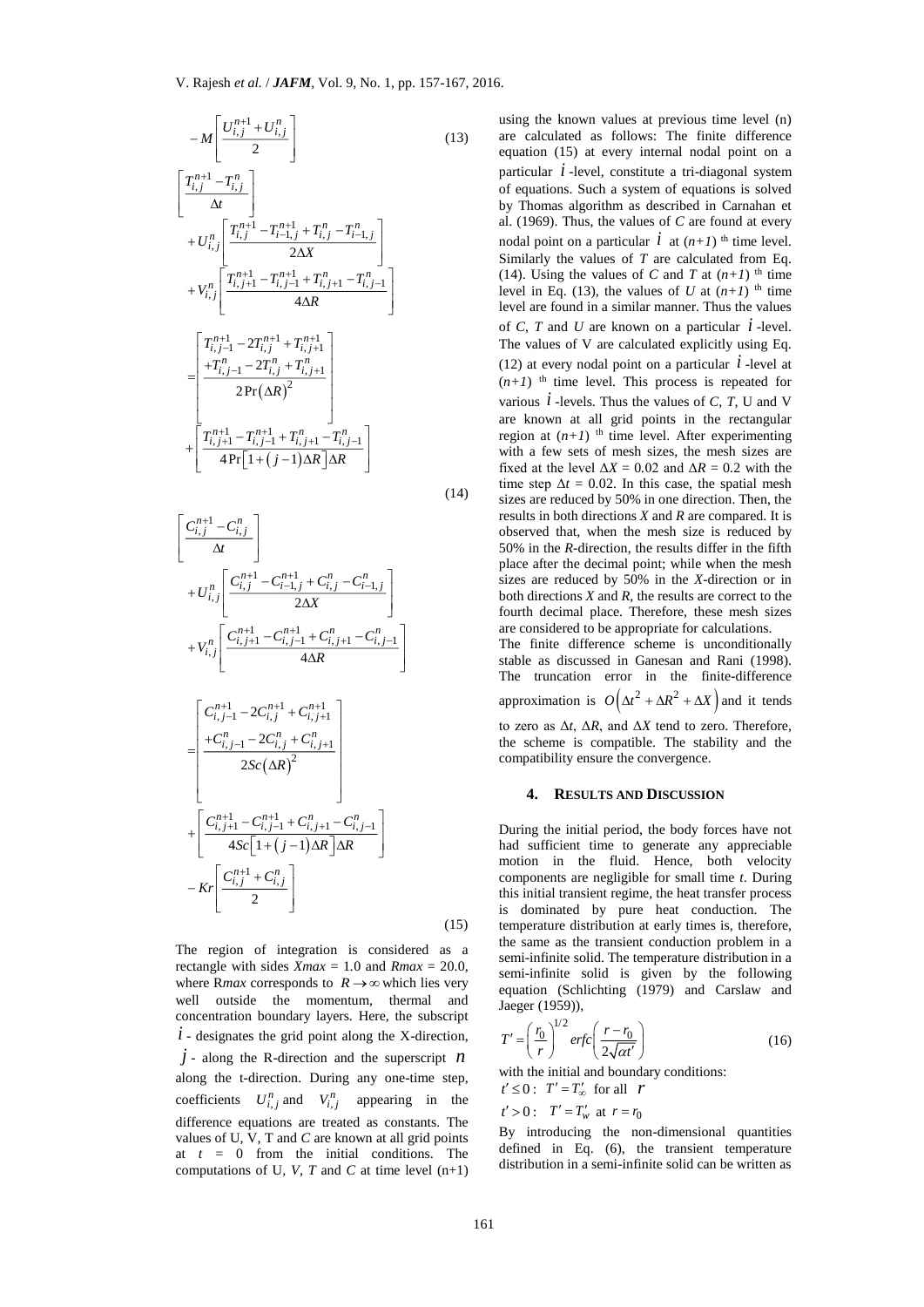$$-M\left[\frac{U_{i,j}^{n+1}+U_{i,j}^{n}}{2}\right] \tag{13}$$

$$\left[\frac{T_{i,j}^{n+1}-T_{i,j}^{n}}{\Delta t}\right] + U_{i,j}^{n}\left[\frac{T_{i,j}^{n+1}-T_{i-1,j}^{n+1}+T_{i,j}^{n}-T_{i-1,j}^{n}}{2\Delta X}\right] + V_{i,j}^{n}\left[\frac{T_{i,j+1}^{n+1}-T_{i,j-1}^{n+1}+T_{i,j+1}^{n}-T_{i,j-1}^{n}}{4\Delta R}\right]$$

$$=\left[\frac{T_{i,j-1}^{n+1}-2T_{i,j}^{n+1}+T_{i,j+1}^{n+1} + T_{i,j-1}^{n}-2T_{i,j}^{n}+T_{i,j+1}^{n}}{2\Pr(\Delta R)^2}\right] + \left[\frac{T_{i,j+1}^{n+1}-T_{i,j-1}^{n+1}+T_{i,j+1}^{n}-T_{i,j-1}^{n}}{4\Pr\left[1+(j-1)\Delta R\right]\Delta R}\right] \tag{14}$$

$$\left[\frac{C_{i,j}^{n+1}-C_{i,j}^{n}}{\Delta t}\right] + U_{i,j}^{n}\left[\frac{C_{i,j}^{n+1}-C_{i-1,j}^{n+1}+C_{i,j}^{n}-C_{i-1,j}^{n}}{2\Delta X}\right] + V_{i,j}^{n}\left[\frac{C_{i,j+1}^{n+1}-C_{i,j-1}^{n+1}+C_{i,j+1}^{n}-C_{i,j-1}^{n}}{4\Delta R}\right]$$

$$=\left[\frac{C_{i,j-1}^{n+1}-2C_{i,j}^{n+1}+C_{i,j+1}^{n+1} + C_{i,j-1}^{n}-2C_{i,j}^{n}+C_{i,j+1}^{n}}{2Sc(\Delta R)^2}\right] + \left[\frac{C_{i,j+1}^{n+1}-C_{i,j-1}^{n+1}+C_{i,j+1}^{n}-C_{i,j-1}^{n}}{4Sc\left[1+(j-1)\Delta R\right]\Delta R}\right] - Kr\left[\frac{C_{i,j}^{n+1}+C_{i,j}^{n}}{2}\right] \tag{15}$$

The region of integration is considered as a rectangle with sides $Xmax = 1.0$ and $Rmax = 20.0$, where $Rmax$ corresponds to $R \to \infty$ which lies very well outside the momentum, thermal and concentration boundary layers. Here, the subscript $i$ - designates the grid point along the X-direction, $j$ - along the R-direction and the superscript $n$ along the t-direction. During any one-time step, coefficients $U_{i,j}^{n}$ and $V_{i,j}^{n}$ appearing in the difference equations are treated as constants. The values of U, V, T and $C$ are known at all grid points at $t = 0$ from the initial conditions. The computations of U, $V$, $T$ and $C$ at time level (n+1) using the known values at previous time level (n) are calculated as follows: The finite difference equation (15) at every internal nodal point on a particular $i$-level, constitute a tri-diagonal system of equations. Such a system of equations is solved by Thomas algorithm as described in Carnahan et al. (1969). Thus, the values of $C$ are found at every nodal point on a particular $i$ at $(n+1)$ th time level. Similarly the values of $T$ are calculated from Eq. (14). Using the values of $C$ and $T$ at $(n+1)$ th time level in Eq. (13), the values of $U$ at $(n+1)$ th time level are found in a similar manner. Thus the values of $C$, $T$ and $U$ are known on a particular $i$-level. The values of V are calculated explicitly using Eq. (12) at every nodal point on a particular $i$-level at $(n+1)$ th time level. This process is repeated for various $i$-levels. Thus the values of $C$, $T$, U and V are known at all grid points in the rectangular region at $(n+1)$ th time level. After experimenting with a few sets of mesh sizes, the mesh sizes are fixed at the level $\Delta X = 0.02$ and $\Delta R = 0.2$ with the time step $\Delta t = 0.02$. In this case, the spatial mesh sizes are reduced by 50% in one direction. Then, the results in both directions $X$ and $R$ are compared. It is observed that, when the mesh size is reduced by 50% in the $R$-direction, the results differ in the fifth place after the decimal point; while when the mesh sizes are reduced by 50% in the $X$-direction or in both directions $X$ and $R$, the results are correct to the fourth decimal place. Therefore, these mesh sizes are considered to be appropriate for calculations.

The finite difference scheme is unconditionally stable as discussed in Ganesan and Rani (1998). The truncation error in the finite-difference approximation is $O\left(\Delta t^2 + \Delta R^2 + \Delta X\right)$ and it tends to zero as $\Delta t$, $\Delta R$, and $\Delta X$ tend to zero. Therefore, the scheme is compatible. The stability and the compatibility ensure the convergence.

## 4. Results and Discussion

During the initial period, the body forces have not had sufficient time to generate any appreciable motion in the fluid. Hence, both velocity components are negligible for small time $t$. During this initial transient regime, the heat transfer process is dominated by pure heat conduction. The temperature distribution at early times is, therefore, the same as the transient conduction problem in a semi-infinite solid. The temperature distribution in a semi-infinite solid is given by the following equation (Schlichting (1979) and Carslaw and Jaeger (1959)),

$$T' = \left(\frac{r_0}{r}\right)^{1/2} erfc\left(\frac{r-r_0}{2\sqrt{\alpha t'}}\right) \tag{16}$$

with the initial and boundary conditions:

$t' \le 0: \quad T' = T'_\infty$ for all $r$

$t' > 0: \quad T' = T'_w$ at $r = r_0$

By introducing the non-dimensional quantities defined in Eq. (6), the transient temperature distribution in a semi-infinite solid can be written as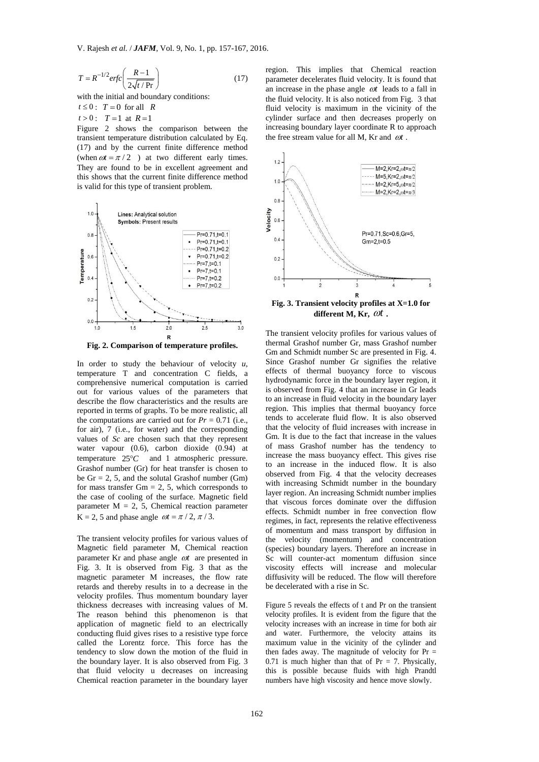$$T = R^{-1/2} erfc\left(\frac{R-1}{2\sqrt{t/\Pr}}\right) \tag{17}$$

with the initial and boundary conditions:

$t \le 0: \; T = 0$ for all $R$

$t > 0: \; T = 1$ at $R = 1$

Figure 2 shows the comparison between the transient temperature distribution calculated by Eq. (17) and by the current finite difference method (when $\omega t = \pi/2$ ) at two different early times. They are found to be in excellent agreement and this shows that the current finite difference method is valid for this type of transient problem.

**Fig. 2. Comparison of temperature profiles.**

In order to study the behaviour of velocity $u$, temperature T and concentration C fields, a comprehensive numerical computation is carried out for various values of the parameters that describe the flow characteristics and the results are reported in terms of graphs. To be more realistic, all the computations are carried out for $Pr = 0.71$ (i.e., for air), 7 (i.e., for water) and the corresponding values of $Sc$ are chosen such that they represent water vapour (0.6), carbon dioxide (0.94) at temperature $25°C$ and 1 atmospheric pressure. Grashof number (Gr) for heat transfer is chosen to be Gr = 2, 5, and the solutal Grashof number (Gm) for mass transfer Gm = 2, 5, which corresponds to the case of cooling of the surface. Magnetic field parameter M = 2, 5, Chemical reaction parameter K = 2, 5 and phase angle $\omega t = \pi/2, \pi/3$.

The transient velocity profiles for various values of Magnetic field parameter M, Chemical reaction parameter Kr and phase angle $\omega t$ are presented in Fig. 3. It is observed from Fig. 3 that as the magnetic parameter M increases, the flow rate retards and thereby results in to a decrease in the velocity profiles. Thus momentum boundary layer thickness decreases with increasing values of M. The reason behind this phenomenon is that application of magnetic field to an electrically conducting fluid gives rises to a resistive type force called the Lorentz force. This force has the tendency to slow down the motion of the fluid in the boundary layer. It is also observed from Fig. 3 that fluid velocity u decreases on increasing Chemical reaction parameter in the boundary layer region. This implies that Chemical reaction parameter decelerates fluid velocity. It is found that an increase in the phase angle $\omega t$ leads to a fall in the fluid velocity. It is also noticed from Fig. 3 that fluid velocity is maximum in the vicinity of the cylinder surface and then decreases properly on increasing boundary layer coordinate R to approach the free stream value for all M, Kr and $\omega t$ .

**Fig. 3. Transient velocity profiles at X=1.0 for different M, Kr, $\omega t$ .**

The transient velocity profiles for various values of thermal Grashof number Gr, mass Grashof number Gm and Schmidt number Sc are presented in Fig. 4. Since Grashof number Gr signifies the relative effects of thermal buoyancy force to viscous hydrodynamic force in the boundary layer region, it is observed from Fig. 4 that an increase in Gr leads to an increase in fluid velocity in the boundary layer region. This implies that thermal buoyancy force tends to accelerate fluid flow. It is also observed that the velocity of fluid increases with increase in Gm. It is due to the fact that increase in the values of mass Grashof number has the tendency to increase the mass buoyancy effect. This gives rise to an increase in the induced flow. It is also observed from Fig. 4 that the velocity decreases with increasing Schmidt number in the boundary layer region. An increasing Schmidt number implies that viscous forces dominate over the diffusion effects. Schmidt number in free convection flow regimes, in fact, represents the relative effectiveness of momentum and mass transport by diffusion in the velocity (momentum) and concentration (species) boundary layers. Therefore an increase in Sc will counter-act momentum diffusion since viscosity effects will increase and molecular diffusivity will be reduced. The flow will therefore be decelerated with a rise in Sc.

Figure 5 reveals the effects of t and Pr on the transient velocity profiles. It is evident from the figure that the velocity increases with an increase in time for both air and water. Furthermore, the velocity attains its maximum value in the vicinity of the cylinder and then fades away. The magnitude of velocity for Pr = 0.71 is much higher than that of Pr = 7. Physically, this is possible because fluids with high Prandtl numbers have high viscosity and hence move slowly.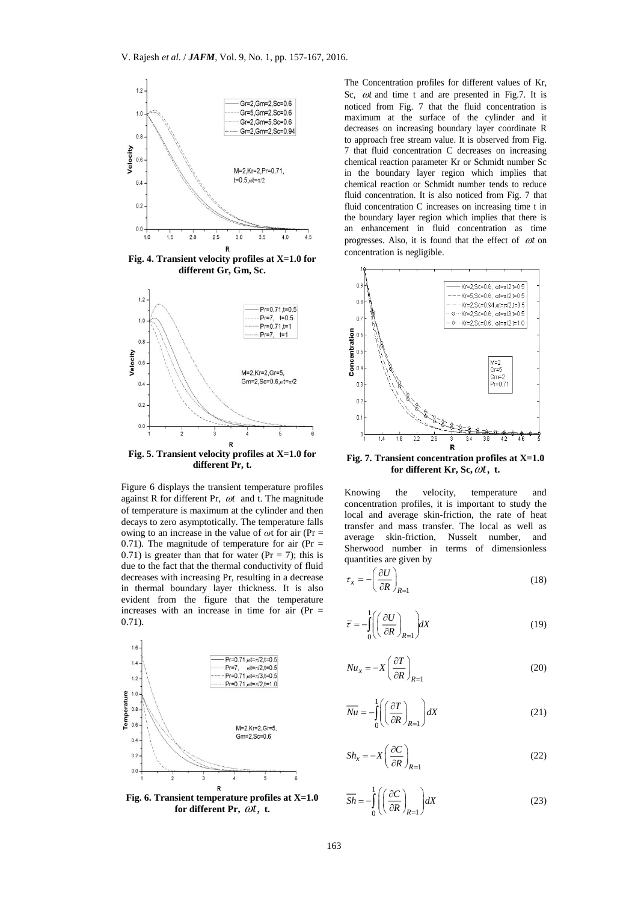**Fig. 4. Transient velocity profiles at X=1.0 for different Gr, Gm, Sc.**

**Fig. 5. Transient velocity profiles at X=1.0 for different Pr, t.**

Figure 6 displays the transient temperature profiles against R for different Pr, $\omega t$ and t. The magnitude of temperature is maximum at the cylinder and then decays to zero asymptotically. The temperature falls owing to an increase in the value of $\omega$t for air (Pr = 0.71). The magnitude of temperature for air (Pr = 0.71) is greater than that for water (Pr = 7); this is due to the fact that the thermal conductivity of fluid decreases with increasing Pr, resulting in a decrease in thermal boundary layer thickness. It is also evident from the figure that the temperature increases with an increase in time for air (Pr = 0.71).

**Fig. 6. Transient temperature profiles at X=1.0 for different Pr, $\omega t$, t.**

The Concentration profiles for different values of Kr, Sc, $\omega t$ and time t and are presented in Fig.7. It is noticed from Fig. 7 that the fluid concentration is maximum at the surface of the cylinder and it decreases on increasing boundary layer coordinate R to approach free stream value. It is observed from Fig. 7 that fluid concentration C decreases on increasing chemical reaction parameter Kr or Schmidt number Sc in the boundary layer region which implies that chemical reaction or Schmidt number tends to reduce fluid concentration. It is also noticed from Fig. 7 that fluid concentration C increases on increasing time t in the boundary layer region which implies that there is an enhancement in fluid concentration as time progresses. Also, it is found that the effect of $\omega t$ on concentration is negligible.

**Fig. 7. Transient concentration profiles at X=1.0 for different Kr, Sc, $\omega t$, t.**

Knowing the velocity, temperature and concentration profiles, it is important to study the local and average skin-friction, the rate of heat transfer and mass transfer. The local as well as average skin-friction, Nusselt number, and Sherwood number in terms of dimensionless quantities are given by

$$\tau_X = -\left(\frac{\partial U}{\partial R}\right)_{R=1} \tag{18}$$

$$\bar{\tau} = -\int_0^1 \left(\left(\frac{\partial U}{\partial R}\right)_{R=1}\right) dX \tag{19}$$

$$Nu_X = -X\left(\frac{\partial T}{\partial R}\right)_{R=1} \tag{20}$$

$$\overline{Nu} = -\int_0^1 \left(\left(\frac{\partial T}{\partial R}\right)_{R=1}\right) dX \tag{21}$$

$$Sh_X = -X\left(\frac{\partial C}{\partial R}\right)_{R=1} \tag{22}$$

$$\overline{Sh} = -\int_0^1 \left(\left(\frac{\partial C}{\partial R}\right)_{R=1}\right) dX \tag{23}$$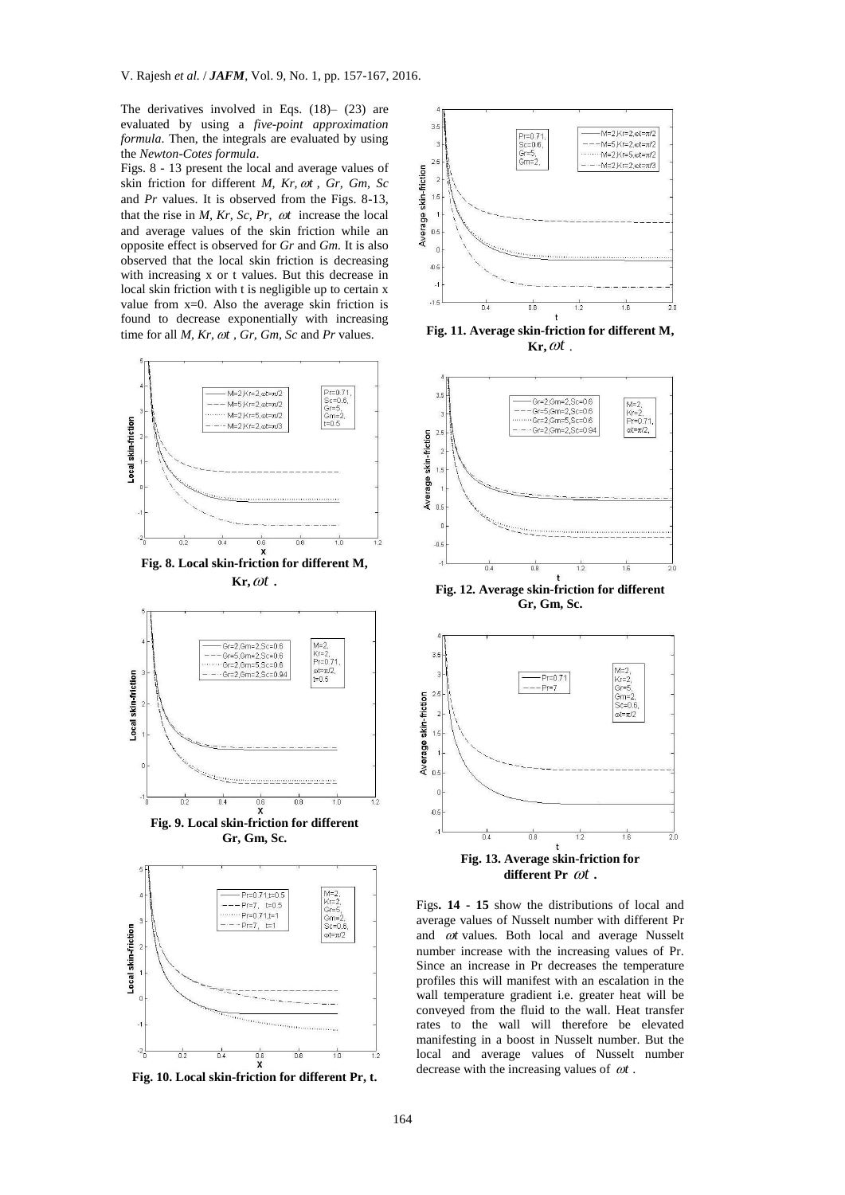The derivatives involved in Eqs. (18)– (23) are evaluated by using a *five-point approximation formula*. Then, the integrals are evaluated by using the *Newton-Cotes formula*.

Figs. 8 - 13 present the local and average values of skin friction for different *M, Kr,* $\omega t$ *, Gr, Gm, Sc* and *Pr* values. It is observed from the Figs. 8-13, that the rise in *M, Kr, Sc, Pr,* $\omega t$ increase the local and average values of the skin friction while an opposite effect is observed for *Gr* and *Gm*. It is also observed that the local skin friction is decreasing with increasing x or t values. But this decrease in local skin friction with t is negligible up to certain x value from x=0. Also the average skin friction is found to decrease exponentially with increasing time for all *M, Kr,* $\omega t$ *, Gr, Gm, Sc* and *Pr* values.

**Fig. 8. Local skin-friction for different M, Kr,** $\omega t$ **.**

**Fig. 9. Local skin-friction for different Gr, Gm, Sc.**

**Fig. 10. Local skin-friction for different Pr, t.**

**Fig. 11. Average skin-friction for different M, Kr,** $\omega t$ **.**

**Fig. 12. Average skin-friction for different Gr, Gm, Sc.**

**Fig. 13. Average skin-friction for different Pr** $\omega t$ **.**

Figs**. 14 - 15** show the distributions of local and average values of Nusselt number with different Pr and $\omega t$ values. Both local and average Nusselt number increase with the increasing values of Pr. Since an increase in Pr decreases the temperature profiles this will manifest with an escalation in the wall temperature gradient i.e. greater heat will be conveyed from the fluid to the wall. Heat transfer rates to the wall will therefore be elevated manifesting in a boost in Nusselt number. But the local and average values of Nusselt number decrease with the increasing values of $\omega t$ .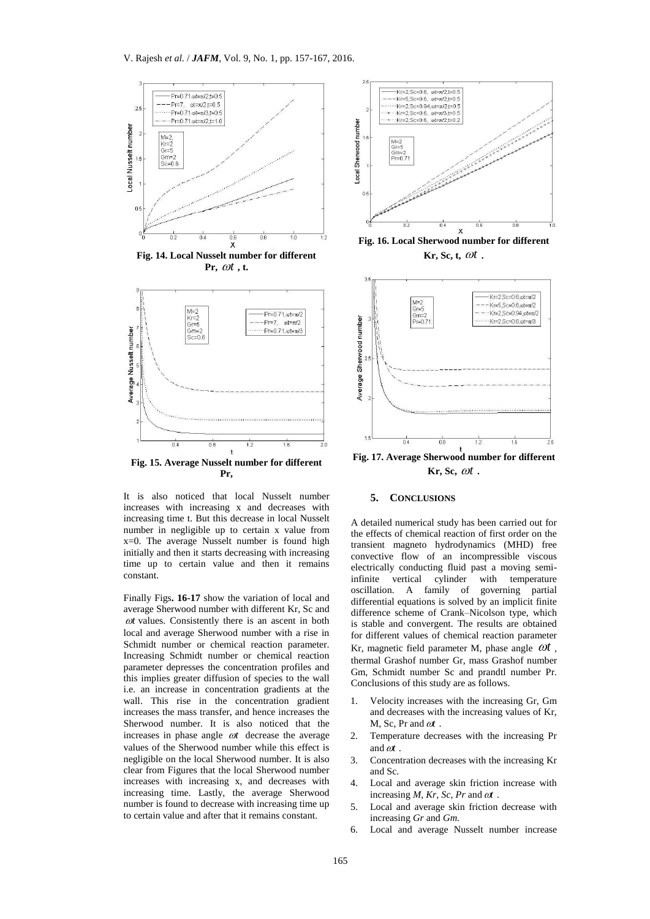Fig. 14. Local Nusselt number for different Pr, $\omega t$ , t.

Fig. 15. Average Nusselt number for different Pr,

Fig. 16. Local Sherwood number for different Kr, Sc, t, $\omega t$ .

Fig. 17. Average Sherwood number for different Kr, Sc, $\omega t$ .

It is also noticed that local Nusselt number increases with increasing x and decreases with increasing time t. But this decrease in local Nusselt number in negligible up to certain x value from x=0. The average Nusselt number is found high initially and then it starts decreasing with increasing time up to certain value and then it remains constant.

Finally Figs**. 16-17** show the variation of local and average Sherwood number with different Kr, Sc and $\omega t$ values. Consistently there is an ascent in both local and average Sherwood number with a rise in Schmidt number or chemical reaction parameter. Increasing Schmidt number or chemical reaction parameter depresses the concentration profiles and this implies greater diffusion of species to the wall i.e. an increase in concentration gradients at the wall. This rise in the concentration gradient increases the mass transfer, and hence increases the Sherwood number. It is also noticed that the increases in phase angle $\omega t$ decrease the average values of the Sherwood number while this effect is negligible on the local Sherwood number. It is also clear from Figures that the local Sherwood number increases with increasing x, and decreases with increasing time. Lastly, the average Sherwood number is found to decrease with increasing time up to certain value and after that it remains constant.

## 5. CONCLUSIONS

A detailed numerical study has been carried out for the effects of chemical reaction of first order on the transient magneto hydrodynamics (MHD) free convective flow of an incompressible viscous electrically conducting fluid past a moving semi-infinite vertical cylinder with temperature oscillation. A family of governing partial differential equations is solved by an implicit finite difference scheme of Crank–Nicolson type, which is stable and convergent. The results are obtained for different values of chemical reaction parameter Kr, magnetic field parameter M, phase angle $\omega t$ , thermal Grashof number Gr, mass Grashof number Gm, Schmidt number Sc and prandtl number Pr. Conclusions of this study are as follows.

1. Velocity increases with the increasing Gr, Gm and decreases with the increasing values of Kr, M, Sc, Pr and $\omega t$ .
2. Temperature decreases with the increasing Pr and $\omega t$ .
3. Concentration decreases with the increasing Kr and Sc.
4. Local and average skin friction increase with increasing *M, Kr, Sc, Pr* and $\omega t$ .
5. Local and average skin friction decrease with increasing *Gr* and *Gm.*
6. Local and average Nusselt number increase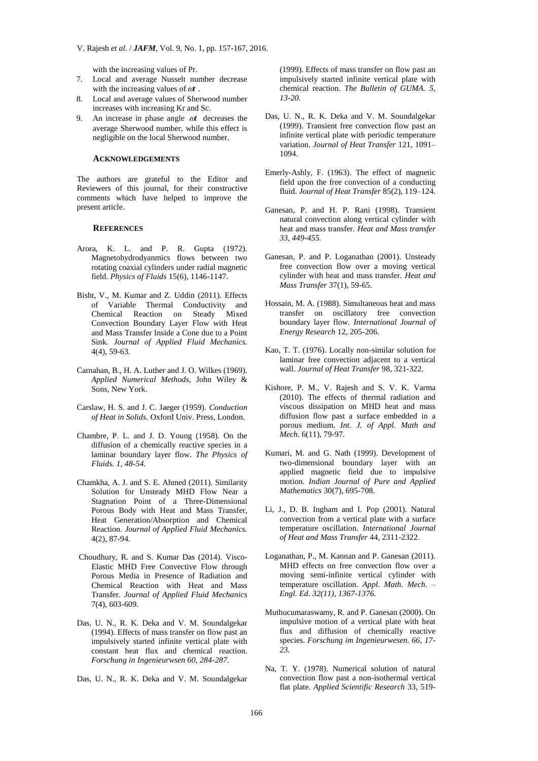with the increasing values of Pr.

7. Local and average Nusselt number decrease with the increasing values of $\omega t$ .
8. Local and average values of Sherwood number increases with increasing Kr and Sc.
9. An increase in phase angle $\omega t$ decreases the average Sherwood number, while this effect is negligible on the local Sherwood number.

## ACKNOWLEDGEMENTS

The authors are grateful to the Editor and Reviewers of this journal, for their constructive comments which have helped to improve the present article.

## REFERENCES

Arora, K. L. and P. R. Gupta (1972). Magnetohydrodyanmics flows between two rotating coaxial cylinders under radial magnetic field. *Physics of Fluids* 15(6), 1146-1147.

Bisht, V., M. Kumar and Z. Uddin (2011). Effects of Variable Thermal Conductivity and Chemical Reaction on Steady Mixed Convection Boundary Layer Flow with Heat and Mass Transfer Inside a Cone due to a Point Sink. *Journal of Applied Fluid Mechanics.* 4(4), 59-63.

Carnahan, B., H. A. Luther and J. O. Wilkes (1969). *Applied Numerical Methods*, John Wiley & Sons, New York.

Carslaw, H. S. and J. C. Jaeger (1959). *Conduction of Heat in Solids.* Oxford Univ. Press, London.

Chambre, P. L. and J. D. Young (1958). On the diffusion of a chemically reactive species in a laminar boundary layer flow. *The Physics of Fluids. 1, 48-54.*

Chamkha, A. J. and S. E. Ahmed (2011). Similarity Solution for Unsteady MHD Flow Near a Stagnation Point of a Three-Dimensional Porous Body with Heat and Mass Transfer, Heat Generation/Absorption and Chemical Reaction. *Journal of Applied Fluid Mechanics.* 4(2), 87-94.

Choudhury, R. and S. Kumar Das (2014). Visco-Elastic MHD Free Convective Flow through Porous Media in Presence of Radiation and Chemical Reaction with Heat and Mass Transfer. *Journal of Applied Fluid Mechanics* 7(4), 603-609.

Das, U. N., R. K. Deka and V. M. Soundalgekar (1994). Effects of mass transfer on flow past an impulsively started infinite vertical plate with constant heat flux and chemical reaction. *Forschung in Ingenieurwsen 60, 284-287.*

Das, U. N., R. K. Deka and V. M. Soundalgekar (1999). Effects of mass transfer on flow past an impulsively started infinite vertical plate with chemical reaction. *The Bulletin of GUMA. 5, 13-20.*

Das, U. N., R. K. Deka and V. M. Soundalgekar (1999). Transient free convection flow past an infinite vertical plate with periodic temperature variation. *Journal of Heat Transfer* 121, 1091–1094.

Emerly-Ashly, F. (1963). The effect of magnetic field upon the free convection of a conducting fluid. *Journal of Heat Transfer* 85(2), 119–124.

Ganesan, P. and H. P. Rani (1998). Transient natural convection along vertical cylinder with heat and mass transfer. *Heat and Mass transfer 33, 449-455.*

Ganesan, P. and P. Loganathan (2001). Unsteady free convection flow over a moving vertical cylinder with heat and mass transfer. *Heat and Mass Transfer* 37(1), 59-65.

Hossain, M. A. (1988). Simultaneous heat and mass transfer on oscillatory free convection boundary layer flow. *International Journal of Energy Research* 12, 205-206.

Kao, T. T. (1976). Locally non-similar solution for laminar free convection adjacent to a vertical wall. *Journal of Heat Transfer* 98, 321-322.

Kishore, P. M., V. Rajesh and S. V. K. Varma (2010). The effects of thermal radiation and viscous dissipation on MHD heat and mass diffusion flow past a surface embedded in a porous medium. *Int. J. of Appl. Math and Mech.* 6(11), 79-97.

Kumari, M. and G. Nath (1999). Development of two-dimensional boundary layer with an applied magnetic field due to impulsive motion. *Indian Journal of Pure and Applied Mathematics* 30(7), 695-708.

Li, J., D. B. Ingham and I. Pop (2001). Natural convection from a vertical plate with a surface temperature oscillation. *International Journal of Heat and Mass Transfer* 44, 2311-2322.

Loganathan, P., M. Kannan and P. Ganesan (2011). MHD effects on free convection flow over a moving semi-infinite vertical cylinder with temperature oscillation. *Appl. Math. Mech. – Engl. Ed. 32(11), 1367-1376.*

Muthucumaraswamy, R. and P. Ganesan (2000). On impulsive motion of a vertical plate with heat flux and diffusion of chemically reactive species. *Forschung im Ingenieurwesen. 66, 17-23.*

Na, T. Y. (1978). Numerical solution of natural convection flow past a non-isothermal vertical flat plate. *Applied Scientific Research* 33, 519-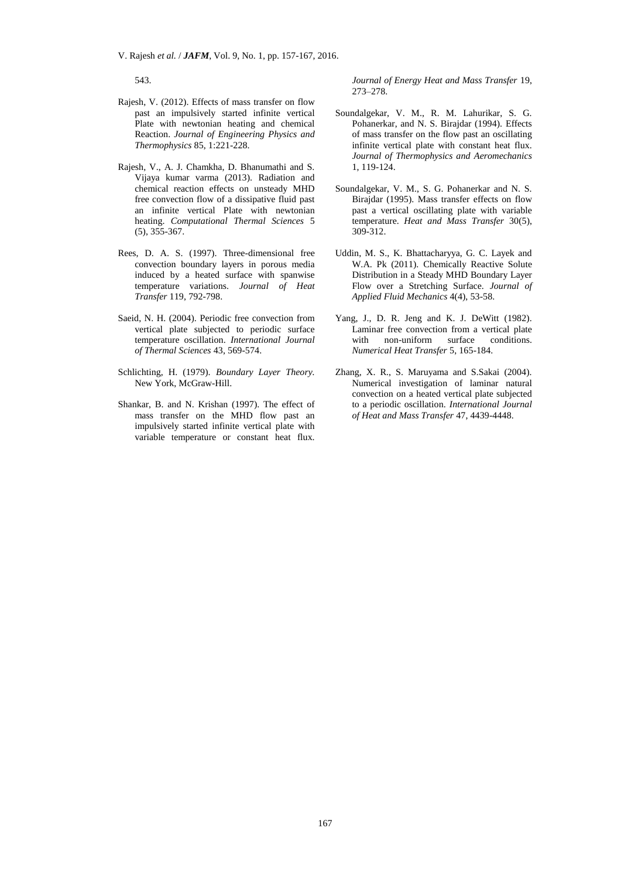543.

Rajesh, V. (2012). Effects of mass transfer on flow past an impulsively started infinite vertical Plate with newtonian heating and chemical Reaction. *Journal of Engineering Physics and Thermophysics* 85, 1:221-228.

Rajesh, V., A. J. Chamkha, D. Bhanumathi and S. Vijaya kumar varma (2013). Radiation and chemical reaction effects on unsteady MHD free convection flow of a dissipative fluid past an infinite vertical Plate with newtonian heating. *Computational Thermal Sciences* 5 (5), 355-367.

Rees, D. A. S. (1997). Three-dimensional free convection boundary layers in porous media induced by a heated surface with spanwise temperature variations. *Journal of Heat Transfer* 119, 792-798.

Saeid, N. H. (2004). Periodic free convection from vertical plate subjected to periodic surface temperature oscillation. *International Journal of Thermal Sciences* 43, 569-574.

Schlichting, H. (1979). *Boundary Layer Theory*. New York, McGraw-Hill.

Shankar, B. and N. Krishan (1997). The effect of mass transfer on the MHD flow past an impulsively started infinite vertical plate with variable temperature or constant heat flux. *Journal of Energy Heat and Mass Transfer* 19, 273–278.

Soundalgekar, V. M., R. M. Lahurikar, S. G. Pohanerkar, and N. S. Birajdar (1994). Effects of mass transfer on the flow past an oscillating infinite vertical plate with constant heat flux. *Journal of Thermophysics and Aeromechanics* 1, 119-124.

Soundalgekar, V. M., S. G. Pohanerkar and N. S. Birajdar (1995). Mass transfer effects on flow past a vertical oscillating plate with variable temperature. *Heat and Mass Transfer* 30(5), 309-312.

Uddin, M. S., K. Bhattacharyya, G. C. Layek and W.A. Pk (2011). Chemically Reactive Solute Distribution in a Steady MHD Boundary Layer Flow over a Stretching Surface. *Journal of Applied Fluid Mechanics* 4(4), 53-58.

Yang, J., D. R. Jeng and K. J. DeWitt (1982). Laminar free convection from a vertical plate with non-uniform surface conditions. *Numerical Heat Transfer* 5, 165-184.

Zhang, X. R., S. Maruyama and S.Sakai (2004). Numerical investigation of laminar natural convection on a heated vertical plate subjected to a periodic oscillation. *International Journal of Heat and Mass Transfer* 47, 4439-4448.